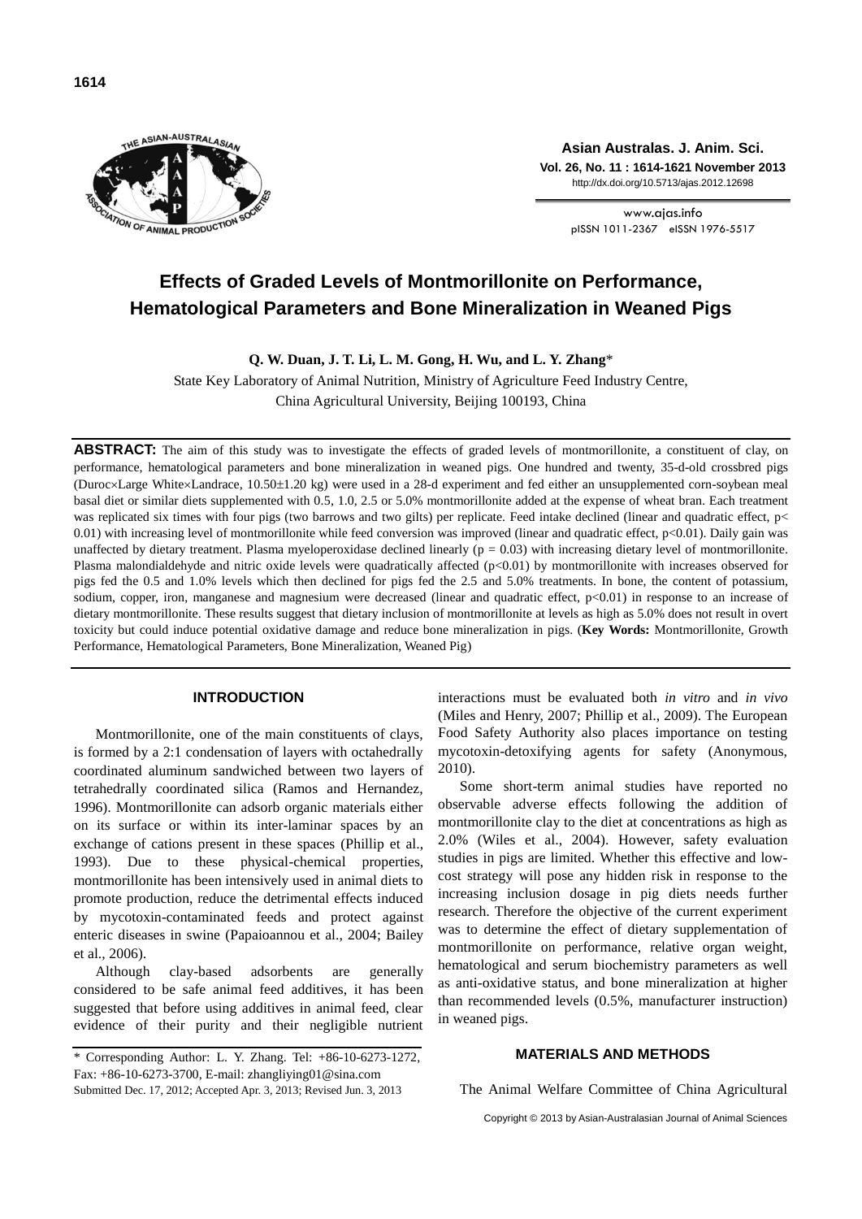# Effects of Graded Levels of Montmorillonite on Performance, Hematological Parameters and Bone Mineralization in Weaned Pigs

**Q. W. Duan, J. T. Li, L. M. Gong, H. Wu, and L. Y. Zhang***

State Key Laboratory of Animal Nutrition, Ministry of Agriculture Feed Industry Centre,
China Agricultural University, Beijing 100193, China

**ABSTRACT:** The aim of this study was to investigate the effects of graded levels of montmorillonite, a constituent of clay, on performance, hematological parameters and bone mineralization in weaned pigs. One hundred and twenty, 35-d-old crossbred pigs (Duroc×Large White×Landrace, 10.50±1.20 kg) were used in a 28-d experiment and fed either an unsupplemented corn-soybean meal basal diet or similar diets supplemented with 0.5, 1.0, 2.5 or 5.0% montmorillonite added at the expense of wheat bran. Each treatment was replicated six times with four pigs (two barrows and two gilts) per replicate. Feed intake declined (linear and quadratic effect, $p<0.01$) with increasing level of montmorillonite while feed conversion was improved (linear and quadratic effect, $p<0.01$). Daily gain was unaffected by dietary treatment. Plasma myeloperoxidase declined linearly ($p = 0.03$) with increasing dietary level of montmorillonite. Plasma malondialdehyde and nitric oxide levels were quadratically affected ($p<0.01$) by montmorillonite with increases observed for pigs fed the 0.5 and 1.0% levels which then declined for pigs fed the 2.5 and 5.0% treatments. In bone, the content of potassium, sodium, copper, iron, manganese and magnesium were decreased (linear and quadratic effect, $p<0.01$) in response to an increase of dietary montmorillonite. These results suggest that dietary inclusion of montmorillonite at levels as high as 5.0% does not result in overt toxicity but could induce potential oxidative damage and reduce bone mineralization in pigs. (**Key Words:** Montmorillonite, Growth Performance, Hematological Parameters, Bone Mineralization, Weaned Pig)

## INTRODUCTION

Montmorillonite, one of the main constituents of clays, is formed by a 2:1 condensation of layers with octahedrally coordinated aluminum sandwiched between two layers of tetrahedrally coordinated silica (Ramos and Hernandez, 1996). Montmorillonite can adsorb organic materials either on its surface or within its inter-laminar spaces by an exchange of cations present in these spaces (Phillip et al., 1993). Due to these physical-chemical properties, montmorillonite has been intensively used in animal diets to promote production, reduce the detrimental effects induced by mycotoxin-contaminated feeds and protect against enteric diseases in swine (Papaioannou et al., 2004; Bailey et al., 2006).

Although clay-based adsorbents are generally considered to be safe animal feed additives, it has been suggested that before using additives in animal feed, clear evidence of their purity and their negligible nutrient interactions must be evaluated both *in vitro* and *in vivo* (Miles and Henry, 2007; Phillip et al., 2009). The European Food Safety Authority also places importance on testing mycotoxin-detoxifying agents for safety (Anonymous, 2010).

Some short-term animal studies have reported no observable adverse effects following the addition of montmorillonite clay to the diet at concentrations as high as 2.0% (Wiles et al., 2004). However, safety evaluation studies in pigs are limited. Whether this effective and low-cost strategy will pose any hidden risk in response to the increasing inclusion dosage in pig diets needs further research. Therefore the objective of the current experiment was to determine the effect of dietary supplementation of montmorillonite on performance, relative organ weight, hematological and serum biochemistry parameters as well as anti-oxidative status, and bone mineralization at higher than recommended levels (0.5%, manufacturer instruction) in weaned pigs.

## MATERIALS AND METHODS

The Animal Welfare Committee of China Agricultural

\* Corresponding Author: L. Y. Zhang. Tel: +86-10-6273-1272, Fax: +86-10-6273-3700, E-mail: zhangliying01@sina.com
Submitted Dec. 17, 2012; Accepted Apr. 3, 2013; Revised Jun. 3, 2013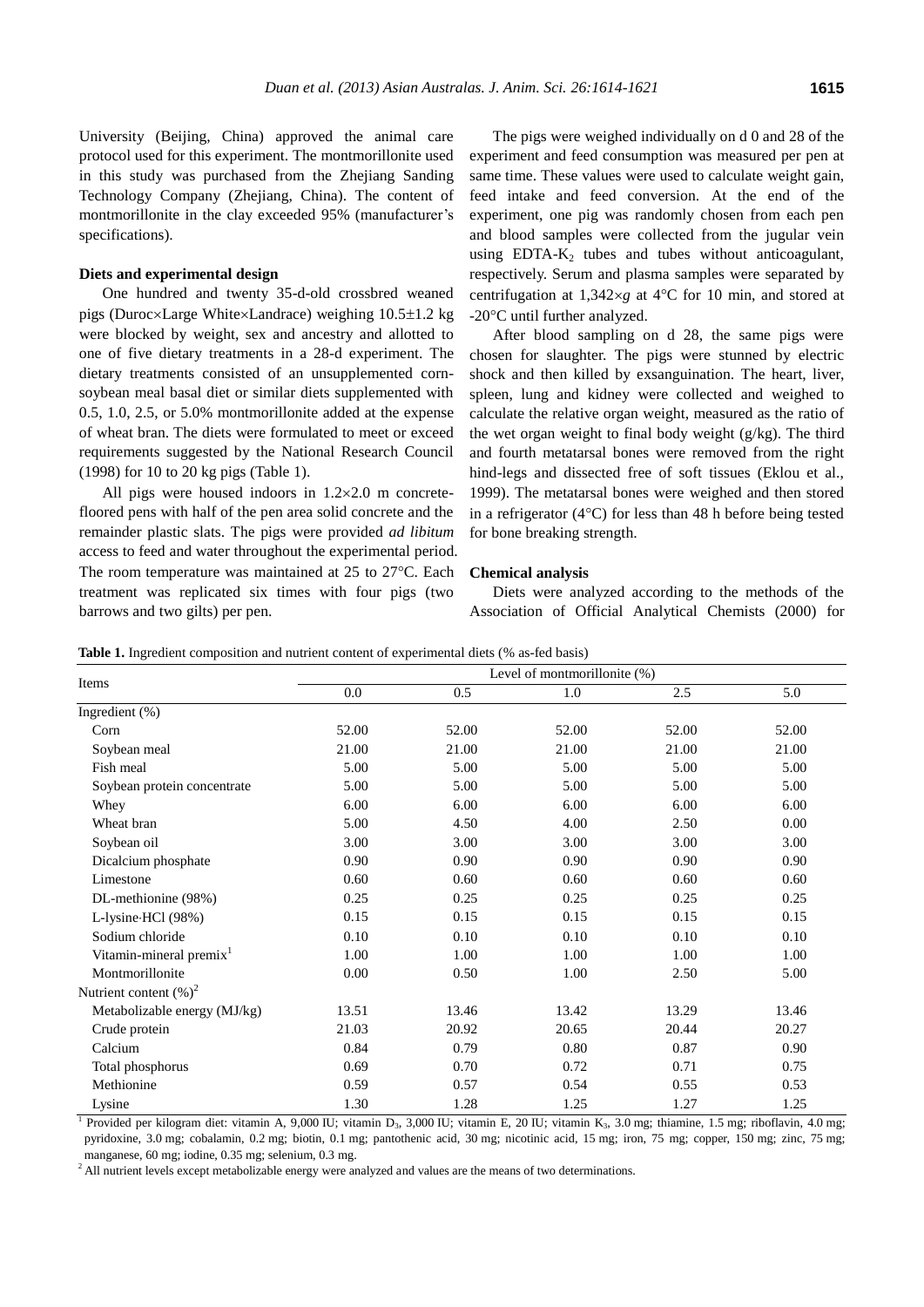University (Beijing, China) approved the animal care protocol used for this experiment. The montmorillonite used in this study was purchased from the Zhejiang Sanding Technology Company (Zhejiang, China). The content of montmorillonite in the clay exceeded 95% (manufacturer's specifications).

**Diets and experimental design**

One hundred and twenty 35-d-old crossbred weaned pigs (Duroc×Large White×Landrace) weighing 10.5±1.2 kg were blocked by weight, sex and ancestry and allotted to one of five dietary treatments in a 28-d experiment. The dietary treatments consisted of an unsupplemented corn-soybean meal basal diet or similar diets supplemented with 0.5, 1.0, 2.5, or 5.0% montmorillonite added at the expense of wheat bran. The diets were formulated to meet or exceed requirements suggested by the National Research Council (1998) for 10 to 20 kg pigs (Table 1).

All pigs were housed indoors in 1.2×2.0 m concrete-floored pens with half of the pen area solid concrete and the remainder plastic slats. The pigs were provided *ad libitum* access to feed and water throughout the experimental period. The room temperature was maintained at 25 to 27°C. Each treatment was replicated six times with four pigs (two barrows and two gilts) per pen.

The pigs were weighed individually on d 0 and 28 of the experiment and feed consumption was measured per pen at same time. These values were used to calculate weight gain, feed intake and feed conversion. At the end of the experiment, one pig was randomly chosen from each pen and blood samples were collected from the jugular vein using EDTA-$K_2$ tubes and tubes without anticoagulant, respectively. Serum and plasma samples were separated by centrifugation at 1,342×*g* at 4°C for 10 min, and stored at -20°C until further analyzed.

After blood sampling on d 28, the same pigs were chosen for slaughter. The pigs were stunned by electric shock and then killed by exsanguination. The heart, liver, spleen, lung and kidney were collected and weighed to calculate the relative organ weight, measured as the ratio of the wet organ weight to final body weight (g/kg). The third and fourth metatarsal bones were removed from the right hind-legs and dissected free of soft tissues (Eklou et al., 1999). The metatarsal bones were weighed and then stored in a refrigerator (4°C) for less than 48 h before being tested for bone breaking strength.

**Chemical analysis**

Diets were analyzed according to the methods of the Association of Official Analytical Chemists (2000) for

**Table 1.** Ingredient composition and nutrient content of experimental diets (% as-fed basis)

| Items | Level of montmorillonite (%) | | | | |
|---|---|---|---|---|---|
| | 0.0 | 0.5 | 1.0 | 2.5 | 5.0 |
| Ingredient (%) | | | | | |
| Corn | 52.00 | 52.00 | 52.00 | 52.00 | 52.00 |
| Soybean meal | 21.00 | 21.00 | 21.00 | 21.00 | 21.00 |
| Fish meal | 5.00 | 5.00 | 5.00 | 5.00 | 5.00 |
| Soybean protein concentrate | 5.00 | 5.00 | 5.00 | 5.00 | 5.00 |
| Whey | 6.00 | 6.00 | 6.00 | 6.00 | 6.00 |
| Wheat bran | 5.00 | 4.50 | 4.00 | 2.50 | 0.00 |
| Soybean oil | 3.00 | 3.00 | 3.00 | 3.00 | 3.00 |
| Dicalcium phosphate | 0.90 | 0.90 | 0.90 | 0.90 | 0.90 |
| Limestone | 0.60 | 0.60 | 0.60 | 0.60 | 0.60 |
| DL-methionine (98%) | 0.25 | 0.25 | 0.25 | 0.25 | 0.25 |
| L-lysine·HCl (98%) | 0.15 | 0.15 | 0.15 | 0.15 | 0.15 |
| Sodium chloride | 0.10 | 0.10 | 0.10 | 0.10 | 0.10 |
| Vitamin-mineral premix[1] | 1.00 | 1.00 | 1.00 | 1.00 | 1.00 |
| Montmorillonite | 0.00 | 0.50 | 1.00 | 2.50 | 5.00 |
| Nutrient content (%)[2] | | | | | |
| Metabolizable energy (MJ/kg) | 13.51 | 13.46 | 13.42 | 13.29 | 13.46 |
| Crude protein | 21.03 | 20.92 | 20.65 | 20.44 | 20.27 |
| Calcium | 0.84 | 0.79 | 0.80 | 0.87 | 0.90 |
| Total phosphorus | 0.69 | 0.70 | 0.72 | 0.71 | 0.75 |
| Methionine | 0.59 | 0.57 | 0.54 | 0.55 | 0.53 |
| Lysine | 1.30 | 1.28 | 1.25 | 1.27 | 1.25 |

[1] Provided per kilogram diet: vitamin A, 9,000 IU; vitamin $D_3$, 3,000 IU; vitamin E, 20 IU; vitamin $K_3$, 3.0 mg; thiamine, 1.5 mg; riboflavin, 4.0 mg; pyridoxine, 3.0 mg; cobalamin, 0.2 mg; biotin, 0.1 mg; pantothenic acid, 30 mg; nicotinic acid, 15 mg; iron, 75 mg; copper, 150 mg; zinc, 75 mg; manganese, 60 mg; iodine, 0.35 mg; selenium, 0.3 mg.

[2] All nutrient levels except metabolizable energy were analyzed and values are the means of two determinations.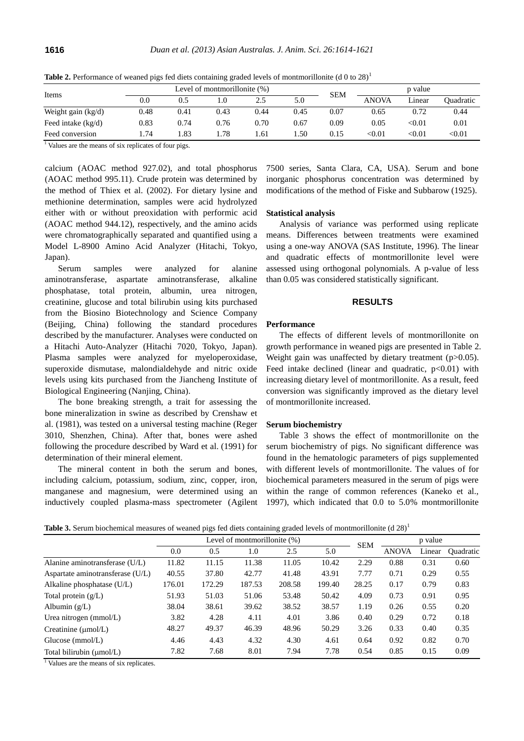**Table 2.** Performance of weaned pigs fed diets containing graded levels of montmorillonite (d 0 to 28)[1]

| Items | Level of montmorillonite (%) | | | | | SEM | p value | | |
|---|---|---|---|---|---|---|---|---|---|
| | 0.0 | 0.5 | 1.0 | 2.5 | 5.0 | | ANOVA | Linear | Quadratic |
| Weight gain (kg/d) | 0.48 | 0.41 | 0.43 | 0.44 | 0.45 | 0.07 | 0.65 | 0.72 | 0.44 |
| Feed intake (kg/d) | 0.83 | 0.74 | 0.76 | 0.70 | 0.67 | 0.09 | 0.05 | <0.01 | 0.01 |
| Feed conversion | 1.74 | 1.83 | 1.78 | 1.61 | 1.50 | 0.15 | <0.01 | <0.01 | <0.01 |

[1] Values are the means of six replicates of four pigs.

calcium (AOAC method 927.02), and total phosphorus (AOAC method 995.11). Crude protein was determined by the method of Thiex et al. (2002). For dietary lysine and methionine determination, samples were acid hydrolyzed either with or without preoxidation with performic acid (AOAC method 944.12), respectively, and the amino acids were chromatographically separated and quantified using a Model L-8900 Amino Acid Analyzer (Hitachi, Tokyo, Japan).

Serum samples were analyzed for alanine aminotransferase, aspartate aminotransferase, alkaline phosphatase, total protein, albumin, urea nitrogen, creatinine, glucose and total bilirubin using kits purchased from the Biosino Biotechnology and Science Company (Beijing, China) following the standard procedures described by the manufacturer. Analyses were conducted on a Hitachi Auto-Analyzer (Hitachi 7020, Tokyo, Japan). Plasma samples were analyzed for myeloperoxidase, superoxide dismutase, malondialdehyde and nitric oxide levels using kits purchased from the Jiancheng Institute of Biological Engineering (Nanjing, China).

The bone breaking strength, a trait for assessing the bone mineralization in swine as described by Crenshaw et al. (1981), was tested on a universal testing machine (Reger 3010, Shenzhen, China). After that, bones were ashed following the procedure described by Ward et al. (1991) for determination of their mineral element.

The mineral content in both the serum and bones, including calcium, potassium, sodium, zinc, copper, iron, manganese and magnesium, were determined using an inductively coupled plasma-mass spectrometer (Agilent 7500 series, Santa Clara, CA, USA). Serum and bone inorganic phosphorus concentration was determined by modifications of the method of Fiske and Subbarow (1925).

### Statistical analysis

Analysis of variance was performed using replicate means. Differences between treatments were examined using a one-way ANOVA (SAS Institute, 1996). The linear and quadratic effects of montmorillonite level were assessed using orthogonal polynomials. A p-value of less than 0.05 was considered statistically significant.

## RESULTS

### Performance

The effects of different levels of montmorillonite on growth performance in weaned pigs are presented in Table 2. Weight gain was unaffected by dietary treatment ($p>0.05$). Feed intake declined (linear and quadratic, $p<0.01$) with increasing dietary level of montmorillonite. As a result, feed conversion was significantly improved as the dietary level of montmorillonite increased.

### Serum biochemistry

Table 3 shows the effect of montmorillonite on the serum biochemistry of pigs. No significant difference was found in the hematologic parameters of pigs supplemented with different levels of montmorillonite. The values of for biochemical parameters measured in the serum of pigs were within the range of common references (Kaneko et al., 1997), which indicated that 0.0 to 5.0% montmorillonite

**Table 3.** Serum biochemical measures of weaned pigs fed diets containing graded levels of montmorillonite (d 28)[1]

| | Level of montmorillonite (%) | | | | | SEM | p value | | |
|---|---|---|---|---|---|---|---|---|---|
| | 0.0 | 0.5 | 1.0 | 2.5 | 5.0 | | ANOVA | Linear | Quadratic |
| Alanine aminotransferase (U/L) | 11.82 | 11.15 | 11.38 | 11.05 | 10.42 | 2.29 | 0.88 | 0.31 | 0.60 |
| Aspartate aminotransferase (U/L) | 40.55 | 37.80 | 42.77 | 41.48 | 43.91 | 7.77 | 0.71 | 0.29 | 0.55 |
| Alkaline phosphatase (U/L) | 176.01 | 172.29 | 187.53 | 208.58 | 199.40 | 28.25 | 0.17 | 0.79 | 0.83 |
| Total protein (g/L) | 51.93 | 51.03 | 51.06 | 53.48 | 50.42 | 4.09 | 0.73 | 0.91 | 0.95 |
| Albumin (g/L) | 38.04 | 38.61 | 39.62 | 38.52 | 38.57 | 1.19 | 0.26 | 0.55 | 0.20 |
| Urea nitrogen (mmol/L) | 3.82 | 4.28 | 4.11 | 4.01 | 3.86 | 0.40 | 0.29 | 0.72 | 0.18 |
| Creatinine (μmol/L) | 48.27 | 49.37 | 46.39 | 48.96 | 50.29 | 3.26 | 0.33 | 0.40 | 0.35 |
| Glucose (mmol/L) | 4.46 | 4.43 | 4.32 | 4.30 | 4.61 | 0.64 | 0.92 | 0.82 | 0.70 |
| Total bilirubin (μmol/L) | 7.82 | 7.68 | 8.01 | 7.94 | 7.78 | 0.54 | 0.85 | 0.15 | 0.09 |

[1] Values are the means of six replicates.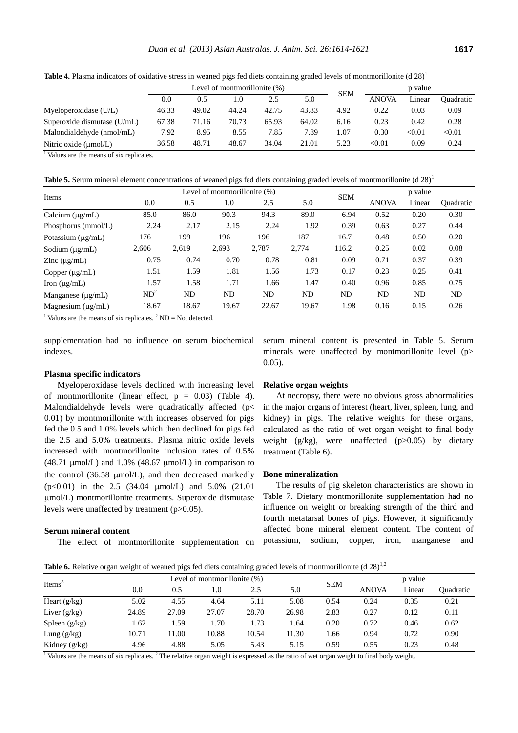**Table 4.** Plasma indicators of oxidative stress in weaned pigs fed diets containing graded levels of montmorillonite (d 28)[1]

| | Level of montmorillonite (%) | | | | | SEM | p value | | |
|---|---|---|---|---|---|---|---|---|---|
| | 0.0 | 0.5 | 1.0 | 2.5 | 5.0 | | ANOVA | Linear | Quadratic |
| Myeloperoxidase (U/L) | 46.33 | 49.02 | 44.24 | 42.75 | 43.83 | 4.92 | 0.22 | 0.03 | 0.09 |
| Superoxide dismutase (U/mL) | 67.38 | 71.16 | 70.73 | 65.93 | 64.02 | 6.16 | 0.23 | 0.42 | 0.28 |
| Malondialdehyde (nmol/mL) | 7.92 | 8.95 | 8.55 | 7.85 | 7.89 | 1.07 | 0.30 | <0.01 | <0.01 |
| Nitric oxide (μmol/L) | 36.58 | 48.71 | 48.67 | 34.04 | 21.01 | 5.23 | <0.01 | 0.09 | 0.24 |

[1] Values are the means of six replicates.

**Table 5.** Serum mineral element concentrations of weaned pigs fed diets containing graded levels of montmorillonite (d 28)[1]

| Items | Level of montmorillonite (%) | | | | | SEM | p value | | |
|---|---|---|---|---|---|---|---|---|---|
| | 0.0 | 0.5 | 1.0 | 2.5 | 5.0 | | ANOVA | Linear | Quadratic |
| Calcium (μg/mL) | 85.0 | 86.0 | 90.3 | 94.3 | 89.0 | 6.94 | 0.52 | 0.20 | 0.30 |
| Phosphorus (mmol/L) | 2.24 | 2.17 | 2.15 | 2.24 | 1.92 | 0.39 | 0.63 | 0.27 | 0.44 |
| Potassium (μg/mL) | 176 | 199 | 196 | 196 | 187 | 16.7 | 0.48 | 0.50 | 0.20 |
| Sodium (μg/mL) | 2,606 | 2,619 | 2,693 | 2,787 | 2,774 | 116.2 | 0.25 | 0.02 | 0.08 |
| Zinc (μg/mL) | 0.75 | 0.74 | 0.70 | 0.78 | 0.81 | 0.09 | 0.71 | 0.37 | 0.39 |
| Copper (μg/mL) | 1.51 | 1.59 | 1.81 | 1.56 | 1.73 | 0.17 | 0.23 | 0.25 | 0.41 |
| Iron (μg/mL) | 1.57 | 1.58 | 1.71 | 1.66 | 1.47 | 0.40 | 0.96 | 0.85 | 0.75 |
| Manganese (μg/mL) | ND[2] | ND | ND | ND | ND | ND | ND | ND | ND |
| Magnesium (μg/mL) | 18.67 | 18.67 | 19.67 | 22.67 | 19.67 | 1.98 | 0.16 | 0.15 | 0.26 |

[1] Values are the means of six replicates. [2] ND = Not detected.

supplementation had no influence on serum biochemical indexes.

#### Plasma specific indicators

Myeloperoxidase levels declined with increasing level of montmorillonite (linear effect, $p = 0.03$) (Table 4). Malondialdehyde levels were quadratically affected ($p < 0.01$) by montmorillonite with increases observed for pigs fed the 0.5 and 1.0% levels which then declined for pigs fed the 2.5 and 5.0% treatments. Plasma nitric oxide levels increased with montmorillonite inclusion rates of 0.5% (48.71 μmol/L) and 1.0% (48.67 μmol/L) in comparison to the control (36.58 μmol/L), and then decreased markedly ($p<0.01$) in the 2.5 (34.04 μmol/L) and 5.0% (21.01 μmol/L) montmorillonite treatments. Superoxide dismutase levels were unaffected by treatment ($p>0.05$).

#### Serum mineral content

The effect of montmorillonite supplementation on serum mineral content is presented in Table 5. Serum minerals were unaffected by montmorillonite level ($p > 0.05$).

#### Relative organ weights

At necropsy, there were no obvious gross abnormalities in the major organs of interest (heart, liver, spleen, lung, and kidney) in pigs. The relative weights for these organs, calculated as the ratio of wet organ weight to final body weight (g/kg), were unaffected ($p>0.05$) by dietary treatment (Table 6).

#### Bone mineralization

The results of pig skeleton characteristics are shown in Table 7. Dietary montmorillonite supplementation had no influence on weight or breaking strength of the third and fourth metatarsal bones of pigs. However, it significantly affected bone mineral element content. The content of potassium, sodium, copper, iron, manganese and

**Table 6.** Relative organ weight of weaned pigs fed diets containing graded levels of montmorillonite (d 28)[1,2]

| Items[3] | Level of montmorillonite (%) | | | | | SEM | p value | | |
|---|---|---|---|---|---|---|---|---|---|
| | 0.0 | 0.5 | 1.0 | 2.5 | 5.0 | | ANOVA | Linear | Quadratic |
| Heart (g/kg) | 5.02 | 4.55 | 4.64 | 5.11 | 5.08 | 0.54 | 0.24 | 0.35 | 0.21 |
| Liver (g/kg) | 24.89 | 27.09 | 27.07 | 28.70 | 26.98 | 2.83 | 0.27 | 0.12 | 0.11 |
| Spleen (g/kg) | 1.62 | 1.59 | 1.70 | 1.73 | 1.64 | 0.20 | 0.72 | 0.46 | 0.62 |
| Lung (g/kg) | 10.71 | 11.00 | 10.88 | 10.54 | 11.30 | 1.66 | 0.94 | 0.72 | 0.90 |
| Kidney (g/kg) | 4.96 | 4.88 | 5.05 | 5.43 | 5.15 | 0.59 | 0.55 | 0.23 | 0.48 |

[1] Values are the means of six replicates. [2] The relative organ weight is expressed as the ratio of wet organ weight to final body weight.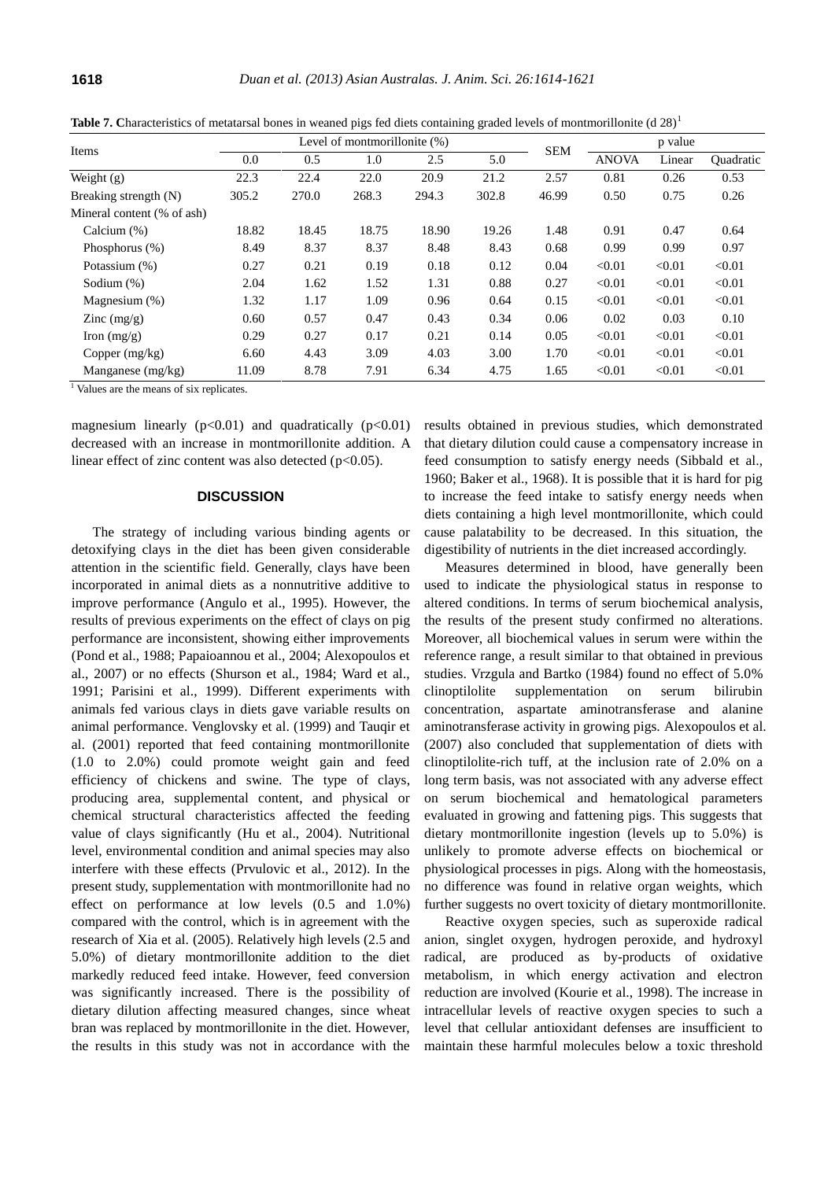**Table 7.** Characteristics of metatarsal bones in weaned pigs fed diets containing graded levels of montmorillonite (d 28)[1]

| Items | Level of montmorillonite (%) | | | | | SEM | p value | | |
|---|---|---|---|---|---|---|---|---|---|
| | 0.0 | 0.5 | 1.0 | 2.5 | 5.0 | | ANOVA | Linear | Quadratic |
| Weight (g) | 22.3 | 22.4 | 22.0 | 20.9 | 21.2 | 2.57 | 0.81 | 0.26 | 0.53 |
| Breaking strength (N) | 305.2 | 270.0 | 268.3 | 294.3 | 302.8 | 46.99 | 0.50 | 0.75 | 0.26 |
| Mineral content (% of ash) | | | | | | | | | |
| Calcium (%) | 18.82 | 18.45 | 18.75 | 18.90 | 19.26 | 1.48 | 0.91 | 0.47 | 0.64 |
| Phosphorus (%) | 8.49 | 8.37 | 8.37 | 8.48 | 8.43 | 0.68 | 0.99 | 0.99 | 0.97 |
| Potassium (%) | 0.27 | 0.21 | 0.19 | 0.18 | 0.12 | 0.04 | <0.01 | <0.01 | <0.01 |
| Sodium (%) | 2.04 | 1.62 | 1.52 | 1.31 | 0.88 | 0.27 | <0.01 | <0.01 | <0.01 |
| Magnesium (%) | 1.32 | 1.17 | 1.09 | 0.96 | 0.64 | 0.15 | <0.01 | <0.01 | <0.01 |
| Zinc (mg/g) | 0.60 | 0.57 | 0.47 | 0.43 | 0.34 | 0.06 | 0.02 | 0.03 | 0.10 |
| Iron (mg/g) | 0.29 | 0.27 | 0.17 | 0.21 | 0.14 | 0.05 | <0.01 | <0.01 | <0.01 |
| Copper (mg/kg) | 6.60 | 4.43 | 3.09 | 4.03 | 3.00 | 1.70 | <0.01 | <0.01 | <0.01 |
| Manganese (mg/kg) | 11.09 | 8.78 | 7.91 | 6.34 | 4.75 | 1.65 | <0.01 | <0.01 | <0.01 |

[1] Values are the means of six replicates.

magnesium linearly ($p<0.01$) and quadratically ($p<0.01$) decreased with an increase in montmorillonite addition. A linear effect of zinc content was also detected ($p<0.05$).

## DISCUSSION

The strategy of including various binding agents or detoxifying clays in the diet has been given considerable attention in the scientific field. Generally, clays have been incorporated in animal diets as a nonnutritive additive to improve performance (Angulo et al., 1995). However, the results of previous experiments on the effect of clays on pig performance are inconsistent, showing either improvements (Pond et al., 1988; Papaioannou et al., 2004; Alexopoulos et al., 2007) or no effects (Shurson et al., 1984; Ward et al., 1991; Parisini et al., 1999). Different experiments with animals fed various clays in diets gave variable results on animal performance. Venglovsky et al. (1999) and Tauqir et al. (2001) reported that feed containing montmorillonite (1.0 to 2.0%) could promote weight gain and feed efficiency of chickens and swine. The type of clays, producing area, supplemental content, and physical or chemical structural characteristics affected the feeding value of clays significantly (Hu et al., 2004). Nutritional level, environmental condition and animal species may also interfere with these effects (Prvulovic et al., 2012). In the present study, supplementation with montmorillonite had no effect on performance at low levels (0.5 and 1.0%) compared with the control, which is in agreement with the research of Xia et al. (2005). Relatively high levels (2.5 and 5.0%) of dietary montmorillonite addition to the diet markedly reduced feed intake. However, feed conversion was significantly increased. There is the possibility of dietary dilution affecting measured changes, since wheat bran was replaced by montmorillonite in the diet. However, the results in this study was not in accordance with the results obtained in previous studies, which demonstrated that dietary dilution could cause a compensatory increase in feed consumption to satisfy energy needs (Sibbald et al., 1960; Baker et al., 1968). It is possible that it is hard for pig to increase the feed intake to satisfy energy needs when diets containing a high level montmorillonite, which could cause palatability to be decreased. In this situation, the digestibility of nutrients in the diet increased accordingly.

Measures determined in blood, have generally been used to indicate the physiological status in response to altered conditions. In terms of serum biochemical analysis, the results of the present study confirmed no alterations. Moreover, all biochemical values in serum were within the reference range, a result similar to that obtained in previous studies. Vrzgula and Bartko (1984) found no effect of 5.0% clinoptilolite supplementation on serum bilirubin concentration, aspartate aminotransferase and alanine aminotransferase activity in growing pigs. Alexopoulos et al. (2007) also concluded that supplementation of diets with clinoptilolite-rich tuff, at the inclusion rate of 2.0% on a long term basis, was not associated with any adverse effect on serum biochemical and hematological parameters evaluated in growing and fattening pigs. This suggests that dietary montmorillonite ingestion (levels up to 5.0%) is unlikely to promote adverse effects on biochemical or physiological processes in pigs. Along with the homeostasis, no difference was found in relative organ weights, which further suggests no overt toxicity of dietary montmorillonite.

Reactive oxygen species, such as superoxide radical anion, singlet oxygen, hydrogen peroxide, and hydroxyl radical, are produced as by-products of oxidative metabolism, in which energy activation and electron reduction are involved (Kourie et al., 1998). The increase in intracellular levels of reactive oxygen species to such a level that cellular antioxidant defenses are insufficient to maintain these harmful molecules below a toxic threshold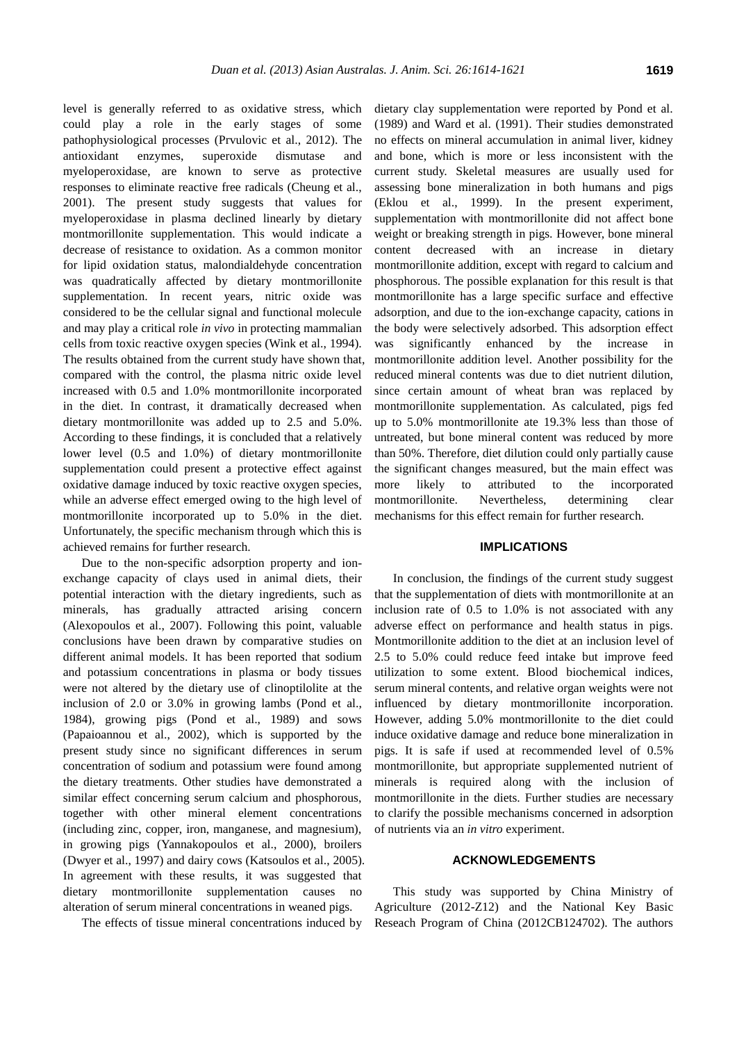level is generally referred to as oxidative stress, which could play a role in the early stages of some pathophysiological processes (Prvulovic et al., 2012). The antioxidant enzymes, superoxide dismutase and myeloperoxidase, are known to serve as protective responses to eliminate reactive free radicals (Cheung et al., 2001). The present study suggests that values for myeloperoxidase in plasma declined linearly by dietary montmorillonite supplementation. This would indicate a decrease of resistance to oxidation. As a common monitor for lipid oxidation status, malondialdehyde concentration was quadratically affected by dietary montmorillonite supplementation. In recent years, nitric oxide was considered to be the cellular signal and functional molecule and may play a critical role *in vivo* in protecting mammalian cells from toxic reactive oxygen species (Wink et al., 1994). The results obtained from the current study have shown that, compared with the control, the plasma nitric oxide level increased with 0.5 and 1.0% montmorillonite incorporated in the diet. In contrast, it dramatically decreased when dietary montmorillonite was added up to 2.5 and 5.0%. According to these findings, it is concluded that a relatively lower level (0.5 and 1.0%) of dietary montmorillonite supplementation could present a protective effect against oxidative damage induced by toxic reactive oxygen species, while an adverse effect emerged owing to the high level of montmorillonite incorporated up to 5.0% in the diet. Unfortunately, the specific mechanism through which this is achieved remains for further research.

Due to the non-specific adsorption property and ion-exchange capacity of clays used in animal diets, their potential interaction with the dietary ingredients, such as minerals, has gradually attracted arising concern (Alexopoulos et al., 2007). Following this point, valuable conclusions have been drawn by comparative studies on different animal models. It has been reported that sodium and potassium concentrations in plasma or body tissues were not altered by the dietary use of clinoptilolite at the inclusion of 2.0 or 3.0% in growing lambs (Pond et al., 1984), growing pigs (Pond et al., 1989) and sows (Papaioannou et al., 2002), which is supported by the present study since no significant differences in serum concentration of sodium and potassium were found among the dietary treatments. Other studies have demonstrated a similar effect concerning serum calcium and phosphorous, together with other mineral element concentrations (including zinc, copper, iron, manganese, and magnesium), in growing pigs (Yannakopoulos et al., 2000), broilers (Dwyer et al., 1997) and dairy cows (Katsoulos et al., 2005). In agreement with these results, it was suggested that dietary montmorillonite supplementation causes no alteration of serum mineral concentrations in weaned pigs.

The effects of tissue mineral concentrations induced by dietary clay supplementation were reported by Pond et al. (1989) and Ward et al. (1991). Their studies demonstrated no effects on mineral accumulation in animal liver, kidney and bone, which is more or less inconsistent with the current study. Skeletal measures are usually used for assessing bone mineralization in both humans and pigs (Eklou et al., 1999). In the present experiment, supplementation with montmorillonite did not affect bone weight or breaking strength in pigs. However, bone mineral content decreased with an increase in dietary montmorillonite addition, except with regard to calcium and phosphorous. The possible explanation for this result is that montmorillonite has a large specific surface and effective adsorption, and due to the ion-exchange capacity, cations in the body were selectively adsorbed. This adsorption effect was significantly enhanced by the increase in montmorillonite addition level. Another possibility for the reduced mineral contents was due to diet nutrient dilution, since certain amount of wheat bran was replaced by montmorillonite supplementation. As calculated, pigs fed up to 5.0% montmorillonite ate 19.3% less than those of untreated, but bone mineral content was reduced by more than 50%. Therefore, diet dilution could only partially cause the significant changes measured, but the main effect was more likely to attributed to the incorporated montmorillonite. Nevertheless, determining clear mechanisms for this effect remain for further research.

## IMPLICATIONS

In conclusion, the findings of the current study suggest that the supplementation of diets with montmorillonite at an inclusion rate of 0.5 to 1.0% is not associated with any adverse effect on performance and health status in pigs. Montmorillonite addition to the diet at an inclusion level of 2.5 to 5.0% could reduce feed intake but improve feed utilization to some extent. Blood biochemical indices, serum mineral contents, and relative organ weights were not influenced by dietary montmorillonite incorporation. However, adding 5.0% montmorillonite to the diet could induce oxidative damage and reduce bone mineralization in pigs. It is safe if used at recommended level of 0.5% montmorillonite, but appropriate supplemented nutrient of minerals is required along with the inclusion of montmorillonite in the diets. Further studies are necessary to clarify the possible mechanisms concerned in adsorption of nutrients via an *in vitro* experiment.

## ACKNOWLEDGEMENTS

This study was supported by China Ministry of Agriculture (2012-Z12) and the National Key Basic Reseach Program of China (2012CB124702). The authors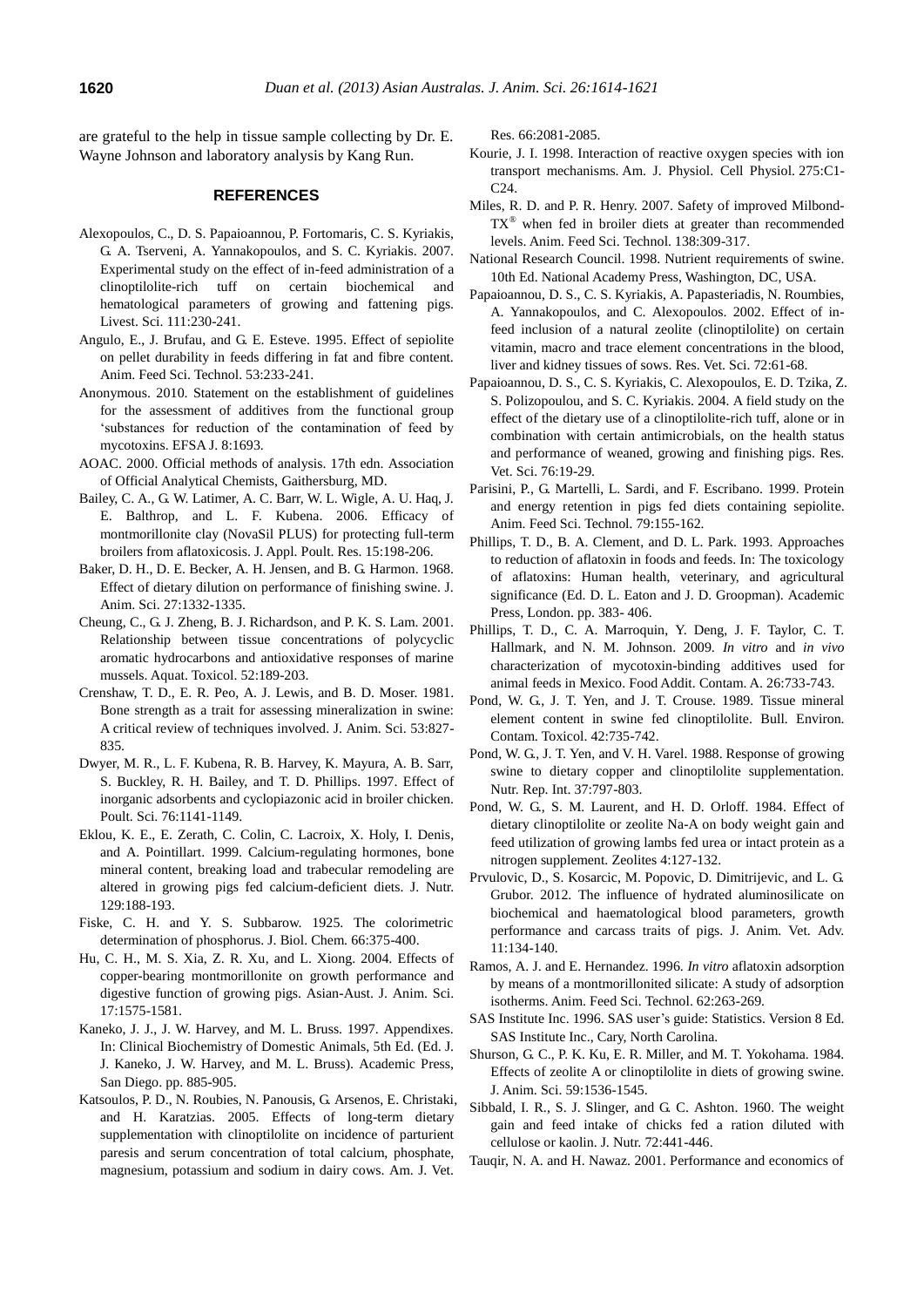are grateful to the help in tissue sample collecting by Dr. E. Wayne Johnson and laboratory analysis by Kang Run.

## REFERENCES

Alexopoulos, C., D. S. Papaioannou, P. Fortomaris, C. S. Kyriakis, G. A. Tserveni, A. Yannakopoulos, and S. C. Kyriakis. 2007. Experimental study on the effect of in-feed administration of a clinoptilolite-rich tuff on certain biochemical and hematological parameters of growing and fattening pigs. Livest. Sci. 111:230-241.

Angulo, E., J. Brufau, and G. E. Esteve. 1995. Effect of sepiolite on pellet durability in feeds differing in fat and fibre content. Anim. Feed Sci. Technol. 53:233-241.

Anonymous. 2010. Statement on the establishment of guidelines for the assessment of additives from the functional group 'substances for reduction of the contamination of feed by mycotoxins. EFSA J. 8:1693.

AOAC. 2000. Official methods of analysis. 17th edn. Association of Official Analytical Chemists, Gaithersburg, MD.

Bailey, C. A., G. W. Latimer, A. C. Barr, W. L. Wigle, A. U. Haq, J. E. Balthrop, and L. F. Kubena. 2006. Efficacy of montmorillonite clay (NovaSil PLUS) for protecting full-term broilers from aflatoxicosis. J. Appl. Poult. Res. 15:198-206.

Baker, D. H., D. E. Becker, A. H. Jensen, and B. G. Harmon. 1968. Effect of dietary dilution on performance of finishing swine. J. Anim. Sci. 27:1332-1335.

Cheung, C., G. J. Zheng, B. J. Richardson, and P. K. S. Lam. 2001. Relationship between tissue concentrations of polycyclic aromatic hydrocarbons and antioxidative responses of marine mussels. Aquat. Toxicol. 52:189-203.

Crenshaw, T. D., E. R. Peo, A. J. Lewis, and B. D. Moser. 1981. Bone strength as a trait for assessing mineralization in swine: A critical review of techniques involved. J. Anim. Sci. 53:827-835.

Dwyer, M. R., L. F. Kubena, R. B. Harvey, K. Mayura, A. B. Sarr, S. Buckley, R. H. Bailey, and T. D. Phillips. 1997. Effect of inorganic adsorbents and cyclopiazonic acid in broiler chicken. Poult. Sci. 76:1141-1149.

Eklou, K. E., E. Zerath, C. Colin, C. Lacroix, X. Holy, I. Denis, and A. Pointillart. 1999. Calcium-regulating hormones, bone mineral content, breaking load and trabecular remodeling are altered in growing pigs fed calcium-deficient diets. J. Nutr. 129:188-193.

Fiske, C. H. and Y. S. Subbarow. 1925. The colorimetric determination of phosphorus. J. Biol. Chem. 66:375-400.

Hu, C. H., M. S. Xia, Z. R. Xu, and L. Xiong. 2004. Effects of copper-bearing montmorillonite on growth performance and digestive function of growing pigs. Asian-Aust. J. Anim. Sci. 17:1575-1581.

Kaneko, J. J., J. W. Harvey, and M. L. Bruss. 1997. Appendixes. In: Clinical Biochemistry of Domestic Animals, 5th Ed. (Ed. J. J. Kaneko, J. W. Harvey, and M. L. Bruss). Academic Press, San Diego. pp. 885-905.

Katsoulos, P. D., N. Roubies, N. Panousis, G. Arsenos, E. Christaki, and H. Karatzias. 2005. Effects of long-term dietary supplementation with clinoptilolite on incidence of parturient paresis and serum concentration of total calcium, phosphate, magnesium, potassium and sodium in dairy cows. Am. J. Vet. Res. 66:2081-2085.

Kourie, J. I. 1998. Interaction of reactive oxygen species with ion transport mechanisms. Am. J. Physiol. Cell Physiol. 275:C1-C24.

Miles, R. D. and P. R. Henry. 2007. Safety of improved Milbond-TX® when fed in broiler diets at greater than recommended levels. Anim. Feed Sci. Technol. 138:309-317.

National Research Council. 1998. Nutrient requirements of swine. 10th Ed. National Academy Press, Washington, DC, USA.

Papaioannou, D. S., C. S. Kyriakis, A. Papasteriadis, N. Roumbies, A. Yannakopoulos, and C. Alexopoulos. 2002. Effect of in-feed inclusion of a natural zeolite (clinoptilolite) on certain vitamin, macro and trace element concentrations in the blood, liver and kidney tissues of sows. Res. Vet. Sci. 72:61-68.

Papaioannou, D. S., C. S. Kyriakis, C. Alexopoulos, E. D. Tzika, Z. S. Polizopoulou, and S. C. Kyriakis. 2004. A field study on the effect of the dietary use of a clinoptilolite-rich tuff, alone or in combination with certain antimicrobials, on the health status and performance of weaned, growing and finishing pigs. Res. Vet. Sci. 76:19-29.

Parisini, P., G. Martelli, L. Sardi, and F. Escribano. 1999. Protein and energy retention in pigs fed diets containing sepiolite. Anim. Feed Sci. Technol. 79:155-162.

Phillips, T. D., B. A. Clement, and D. L. Park. 1993. Approaches to reduction of aflatoxin in foods and feeds. In: The toxicology of aflatoxins: Human health, veterinary, and agricultural significance (Ed. D. L. Eaton and J. D. Groopman). Academic Press, London. pp. 383- 406.

Phillips, T. D., C. A. Marroquin, Y. Deng, J. F. Taylor, C. T. Hallmark, and N. M. Johnson. 2009. *In vitro* and *in vivo* characterization of mycotoxin-binding additives used for animal feeds in Mexico. Food Addit. Contam. A. 26:733-743.

Pond, W. G., J. T. Yen, and J. T. Crouse. 1989. Tissue mineral element content in swine fed clinoptilolite. Bull. Environ. Contam. Toxicol. 42:735-742.

Pond, W. G., J. T. Yen, and V. H. Varel. 1988. Response of growing swine to dietary copper and clinoptilolite supplementation. Nutr. Rep. Int. 37:797-803.

Pond, W. G., S. M. Laurent, and H. D. Orloff. 1984. Effect of dietary clinoptilolite or zeolite Na-A on body weight gain and feed utilization of growing lambs fed urea or intact protein as a nitrogen supplement. Zeolites 4:127-132.

Prvulovic, D., S. Kosarcic, M. Popovic, D. Dimitrijevic, and L. G. Grubor. 2012. The influence of hydrated aluminosilicate on biochemical and haematological blood parameters, growth performance and carcass traits of pigs. J. Anim. Vet. Adv. 11:134-140.

Ramos, A. J. and E. Hernandez. 1996. *In vitro* aflatoxin adsorption by means of a montmorillonited silicate: A study of adsorption isotherms. Anim. Feed Sci. Technol. 62:263-269.

SAS Institute Inc. 1996. SAS user's guide: Statistics. Version 8 Ed. SAS Institute Inc., Cary, North Carolina.

Shurson, G. C., P. K. Ku, E. R. Miller, and M. T. Yokohama. 1984. Effects of zeolite A or clinoptilolite in diets of growing swine. J. Anim. Sci. 59:1536-1545.

Sibbald, I. R., S. J. Slinger, and G. C. Ashton. 1960. The weight gain and feed intake of chicks fed a ration diluted with cellulose or kaolin. J. Nutr. 72:441-446.

Tauqir, N. A. and H. Nawaz. 2001. Performance and economics of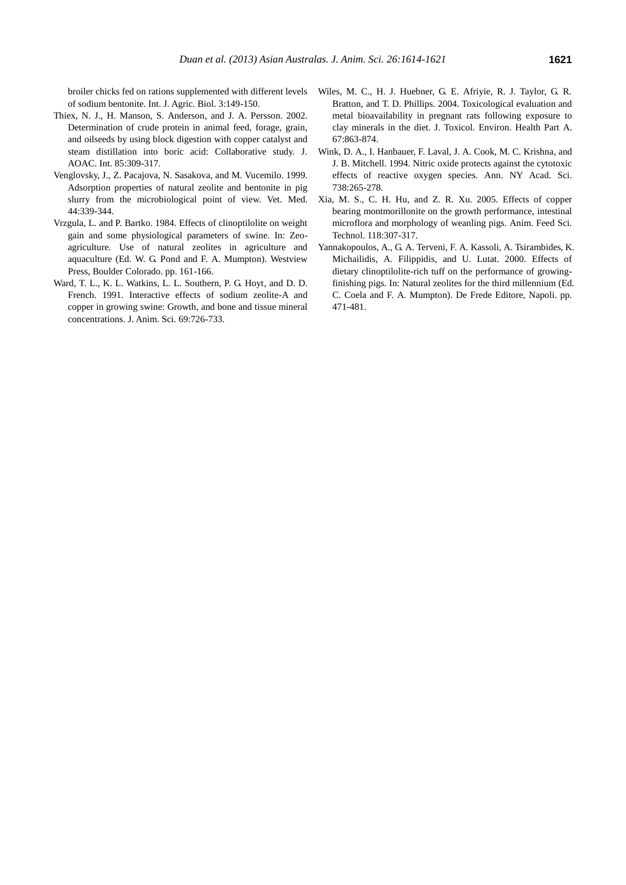broiler chicks fed on rations supplemented with different levels of sodium bentonite. Int. J. Agric. Biol. 3:149-150.

Thiex, N. J., H. Manson, S. Anderson, and J. A. Persson. 2002. Determination of crude protein in animal feed, forage, grain, and oilseeds by using block digestion with copper catalyst and steam distillation into boric acid: Collaborative study. J. AOAC. Int. 85:309-317.

Venglovsky, J., Z. Pacajova, N. Sasakova, and M. Vucemilo. 1999. Adsorption properties of natural zeolite and bentonite in pig slurry from the microbiological point of view. Vet. Med. 44:339-344.

Vrzgula, L. and P. Bartko. 1984. Effects of clinoptilolite on weight gain and some physiological parameters of swine. In: Zeo-agriculture. Use of natural zeolites in agriculture and aquaculture (Ed. W. G. Pond and F. A. Mumpton). Westview Press, Boulder Colorado. pp. 161-166.

Ward, T. L., K. L. Watkins, L. L. Southern, P. G. Hoyt, and D. D. French. 1991. Interactive effects of sodium zeolite-A and copper in growing swine: Growth, and bone and tissue mineral concentrations. J. Anim. Sci. 69:726-733.

Wiles, M. C., H. J. Huebner, G. E. Afriyie, R. J. Taylor, G. R. Bratton, and T. D. Phillips. 2004. Toxicological evaluation and metal bioavailability in pregnant rats following exposure to clay minerals in the diet. J. Toxicol. Environ. Health Part A. 67:863-874.

Wink, D. A., I. Hanbauer, F. Laval, J. A. Cook, M. C. Krishna, and J. B. Mitchell. 1994. Nitric oxide protects against the cytotoxic effects of reactive oxygen species. Ann. NY Acad. Sci. 738:265-278.

Xia, M. S., C. H. Hu, and Z. R. Xu. 2005. Effects of copper bearing montmorillonite on the growth performance, intestinal microflora and morphology of weanling pigs. Anim. Feed Sci. Technol. 118:307-317.

Yannakopoulos, A., G. A. Terveni, F. A. Kassoli, A. Tsirambides, K. Michailidis, A. Filippidis, and U. Lutat. 2000. Effects of dietary clinoptilolite-rich tuff on the performance of growing-finishing pigs. In: Natural zeolites for the third millennium (Ed. C. Coela and F. A. Mumpton). De Frede Editore, Napoli. pp. 471-481.